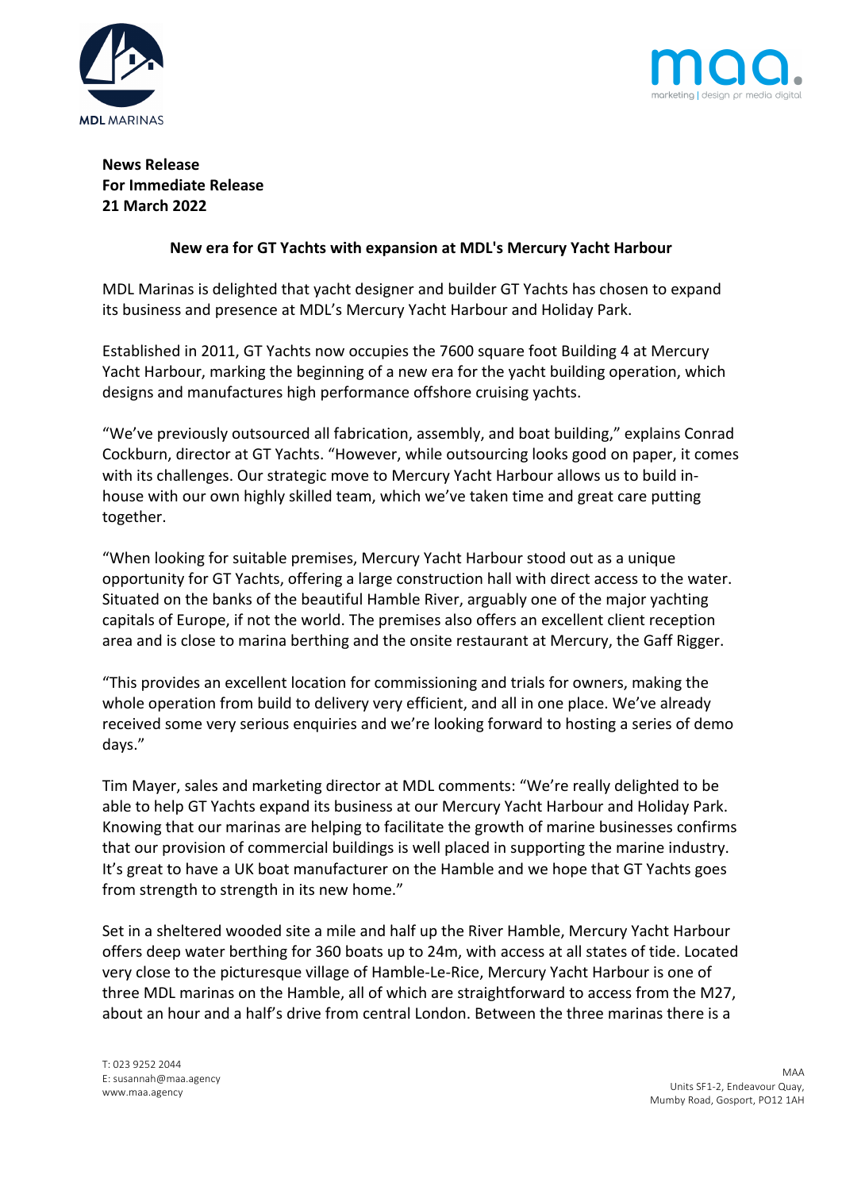**News Release**
**For Immediate Release**
**21 March 2022**

## New era for GT Yachts with expansion at MDL's Mercury Yacht Harbour

MDL Marinas is delighted that yacht designer and builder GT Yachts has chosen to expand its business and presence at MDL's Mercury Yacht Harbour and Holiday Park.

Established in 2011, GT Yachts now occupies the 7600 square foot Building 4 at Mercury Yacht Harbour, marking the beginning of a new era for the yacht building operation, which designs and manufactures high performance offshore cruising yachts.

"We've previously outsourced all fabrication, assembly, and boat building," explains Conrad Cockburn, director at GT Yachts. "However, while outsourcing looks good on paper, it comes with its challenges. Our strategic move to Mercury Yacht Harbour allows us to build in-house with our own highly skilled team, which we've taken time and great care putting together.

"When looking for suitable premises, Mercury Yacht Harbour stood out as a unique opportunity for GT Yachts, offering a large construction hall with direct access to the water. Situated on the banks of the beautiful Hamble River, arguably one of the major yachting capitals of Europe, if not the world. The premises also offers an excellent client reception area and is close to marina berthing and the onsite restaurant at Mercury, the Gaff Rigger.

"This provides an excellent location for commissioning and trials for owners, making the whole operation from build to delivery very efficient, and all in one place. We've already received some very serious enquiries and we're looking forward to hosting a series of demo days."

Tim Mayer, sales and marketing director at MDL comments: "We're really delighted to be able to help GT Yachts expand its business at our Mercury Yacht Harbour and Holiday Park. Knowing that our marinas are helping to facilitate the growth of marine businesses confirms that our provision of commercial buildings is well placed in supporting the marine industry. It's great to have a UK boat manufacturer on the Hamble and we hope that GT Yachts goes from strength to strength in its new home."

Set in a sheltered wooded site a mile and half up the River Hamble, Mercury Yacht Harbour offers deep water berthing for 360 boats up to 24m, with access at all states of tide. Located very close to the picturesque village of Hamble-Le-Rice, Mercury Yacht Harbour is one of three MDL marinas on the Hamble, all of which are straightforward to access from the M27, about an hour and a half's drive from central London. Between the three marinas there is a

T: 023 9252 2044
E: susannah@maa.agency
www.maa.agency

MAA
Units SF1-2, Endeavour Quay,
Mumby Road, Gosport, PO12 1AH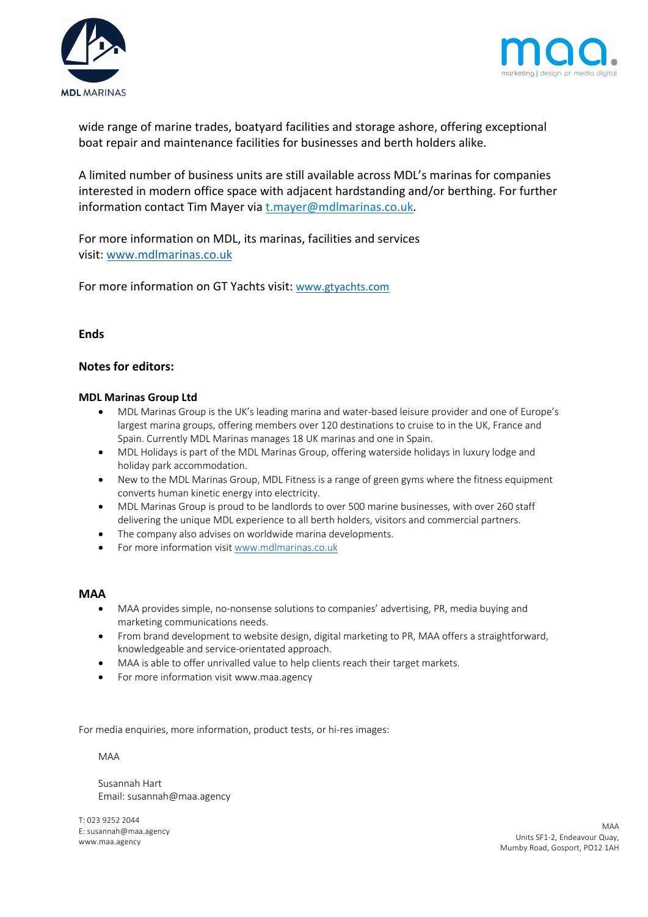wide range of marine trades, boatyard facilities and storage ashore, offering exceptional boat repair and maintenance facilities for businesses and berth holders alike.

A limited number of business units are still available across MDL's marinas for companies interested in modern office space with adjacent hardstanding and/or berthing. For further information contact Tim Mayer via t.mayer@mdlmarinas.co.uk.

For more information on MDL, its marinas, facilities and services visit: www.mdlmarinas.co.uk

For more information on GT Yachts visit: www.gtyachts.com

**Ends**

**Notes for editors:**

**MDL Marinas Group Ltd**

- MDL Marinas Group is the UK's leading marina and water-based leisure provider and one of Europe's largest marina groups, offering members over 120 destinations to cruise to in the UK, France and Spain. Currently MDL Marinas manages 18 UK marinas and one in Spain.
- MDL Holidays is part of the MDL Marinas Group, offering waterside holidays in luxury lodge and holiday park accommodation.
- New to the MDL Marinas Group, MDL Fitness is a range of green gyms where the fitness equipment converts human kinetic energy into electricity.
- MDL Marinas Group is proud to be landlords to over 500 marine businesses, with over 260 staff delivering the unique MDL experience to all berth holders, visitors and commercial partners.
- The company also advises on worldwide marina developments.
- For more information visit www.mdlmarinas.co.uk

**MAA**

- MAA provides simple, no-nonsense solutions to companies' advertising, PR, media buying and marketing communications needs.
- From brand development to website design, digital marketing to PR, MAA offers a straightforward, knowledgeable and service-orientated approach.
- MAA is able to offer unrivalled value to help clients reach their target markets.
- For more information visit www.maa.agency

For media enquiries, more information, product tests, or hi-res images:

MAA

Susannah Hart
Email: susannah@maa.agency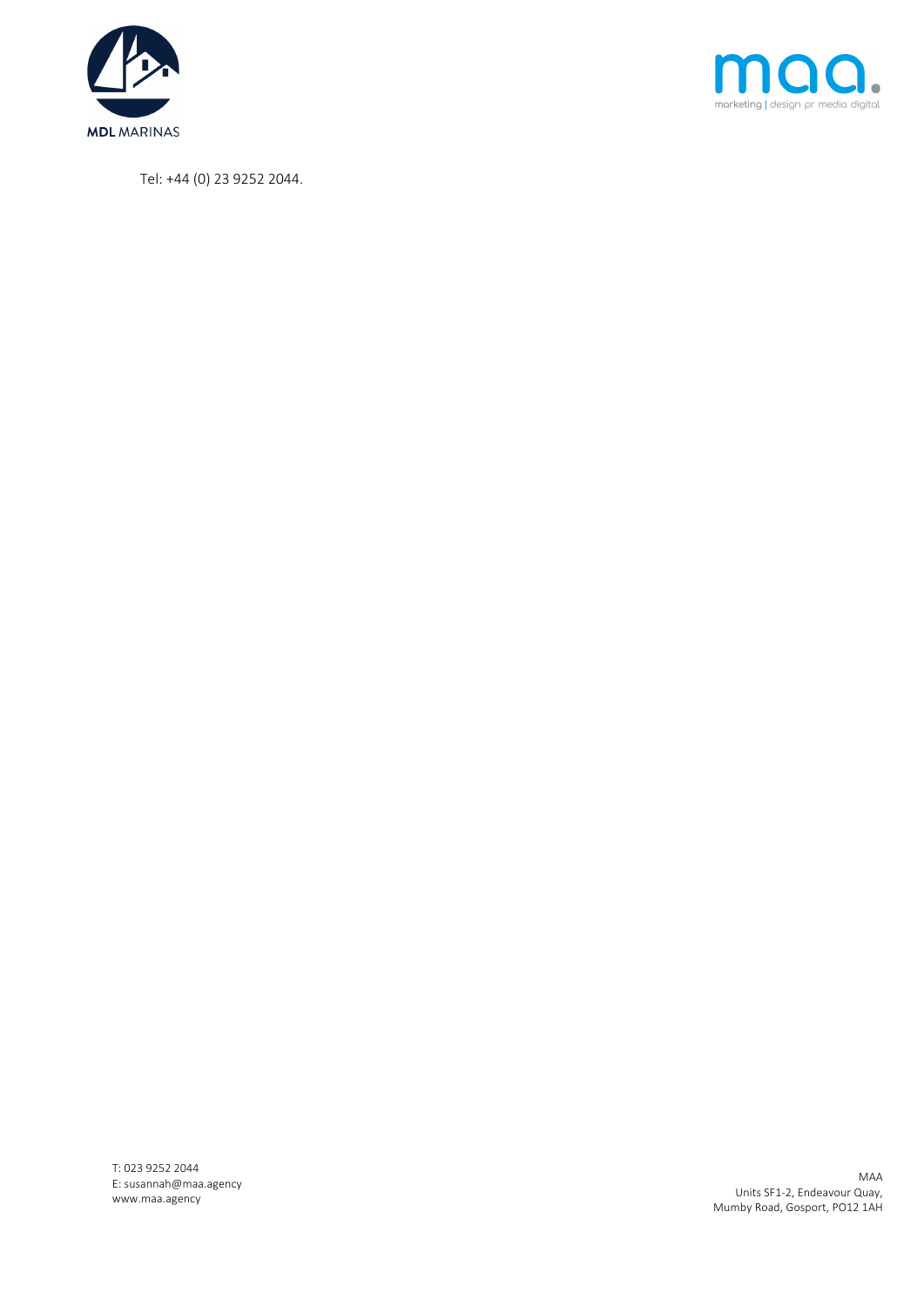Tel: +44 (0) 23 9252 2044.